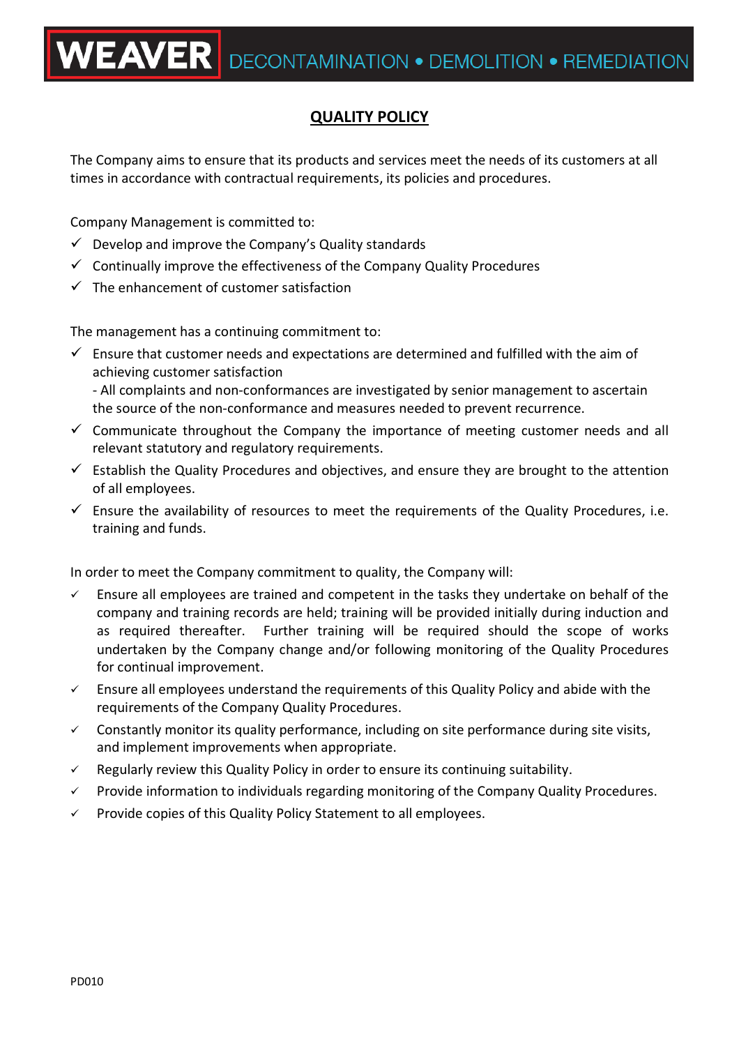WEAVER DECONTAMINATION • DEMOLITION • REMEDIATION

## QUALITY POLICY

The Company aims to ensure that its products and services meet the needs of its customers at all times in accordance with contractual requirements, its policies and procedures.

Company Management is committed to:

- ✓ Develop and improve the Company's Quality standards
- ✓ Continually improve the effectiveness of the Company Quality Procedures
- ✓ The enhancement of customer satisfaction

The management has a continuing commitment to:

- ✓ Ensure that customer needs and expectations are determined and fulfilled with the aim of achieving customer satisfaction
  - All complaints and non-conformances are investigated by senior management to ascertain the source of the non-conformance and measures needed to prevent recurrence.
- ✓ Communicate throughout the Company the importance of meeting customer needs and all relevant statutory and regulatory requirements.
- ✓ Establish the Quality Procedures and objectives, and ensure they are brought to the attention of all employees.
- ✓ Ensure the availability of resources to meet the requirements of the Quality Procedures, i.e. training and funds.

In order to meet the Company commitment to quality, the Company will:

- ✓ Ensure all employees are trained and competent in the tasks they undertake on behalf of the company and training records are held; training will be provided initially during induction and as required thereafter. Further training will be required should the scope of works undertaken by the Company change and/or following monitoring of the Quality Procedures for continual improvement.
- ✓ Ensure all employees understand the requirements of this Quality Policy and abide with the requirements of the Company Quality Procedures.
- ✓ Constantly monitor its quality performance, including on site performance during site visits, and implement improvements when appropriate.
- ✓ Regularly review this Quality Policy in order to ensure its continuing suitability.
- ✓ Provide information to individuals regarding monitoring of the Company Quality Procedures.
- ✓ Provide copies of this Quality Policy Statement to all employees.

PD010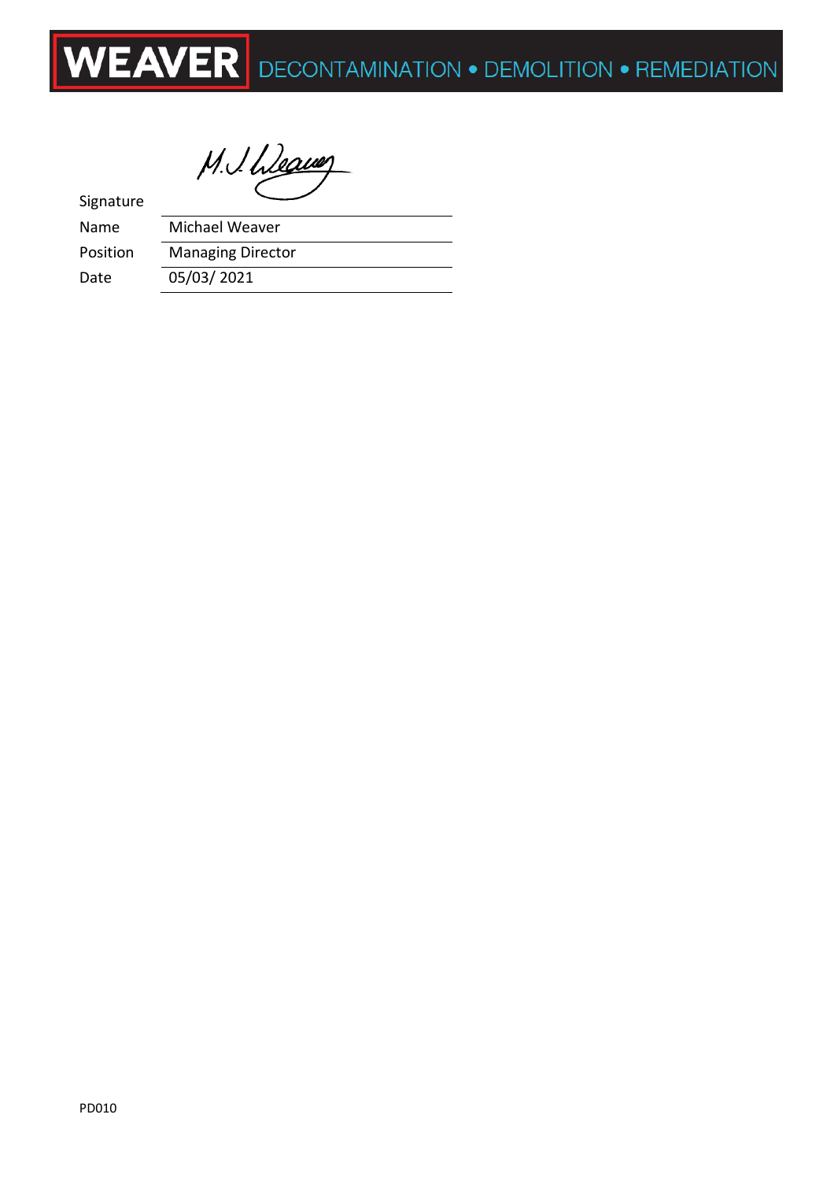WEAVER DECONTAMINATION • DEMOLITION • REMEDIATION

| | |
|---|---|
| Signature | M.J. Weaver |
| Name | Michael Weaver |
| Position | Managing Director |
| Date | 05/03/ 2021 |

PD010